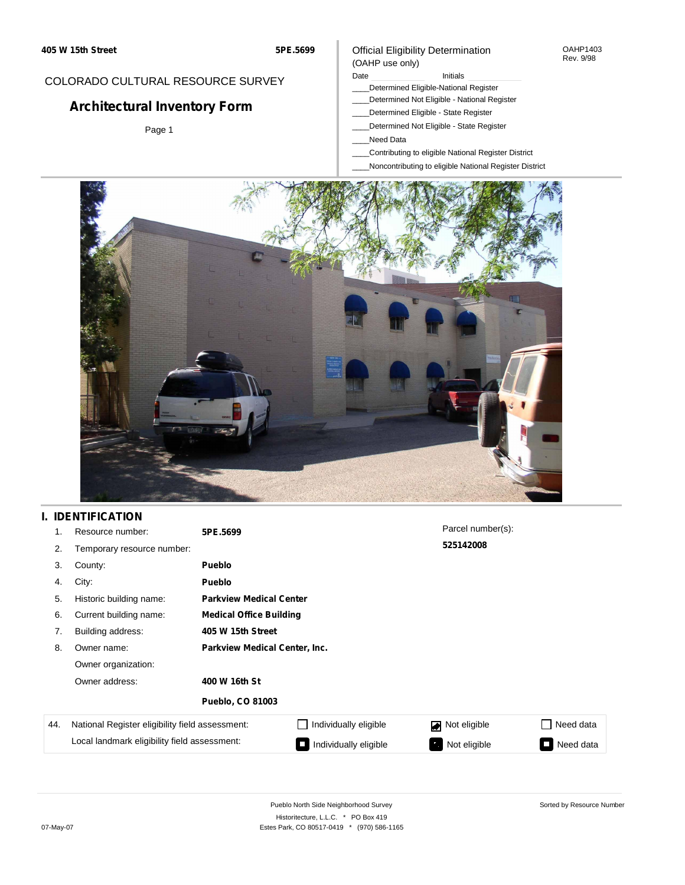405 W 15th Street 5PE.5699

COLORADO CULTURAL RESOURCE SURVEY

# Architectural Inventory Form

Official Eligibility Determination
(OAHP use only)

OAHP1403
Rev. 9/98

Date ______ Initials ______

____Determined Eligible-National Register
____Determined Not Eligible - National Register
____Determined Eligible - State Register
____Determined Not Eligible - State Register
____Need Data
____Contributing to eligible National Register District
____Noncontributing to eligible National Register District

## I. IDENTIFICATION

| | | |
|---|---|---|
| 1. | Resource number: | **5PE.5699** |
| 2. | Temporary resource number: | |
| 3. | County: | **Pueblo** |
| 4. | City: | **Pueblo** |
| 5. | Historic building name: | **Parkview Medical Center** |
| 6. | Current building name: | **Medical Office Building** |
| 7. | Building address: | **405 W 15th Street** |
| 8. | Owner name: | **Parkview Medical Center, Inc.** |
| | Owner organization: | |
| | Owner address: | **400 W 16th St** |
| | | **Pueblo, CO 81003** |

Parcel number(s):
**525142008**

| 44. | | | | |
|---|---|---|---|---|
| National Register eligibility field assessment: | ☐ Individually eligible | ☑ Not eligible | ☐ Need data |
| Local landmark eligibility field assessment: | ■ Individually eligible | ■ Not eligible | ■ Need data |

Pueblo North Side Neighborhood Survey
Historitecture, L.L.C. * PO Box 419
Estes Park, CO 80517-0419 * (970) 586-1165

Sorted by Resource Number

07-May-07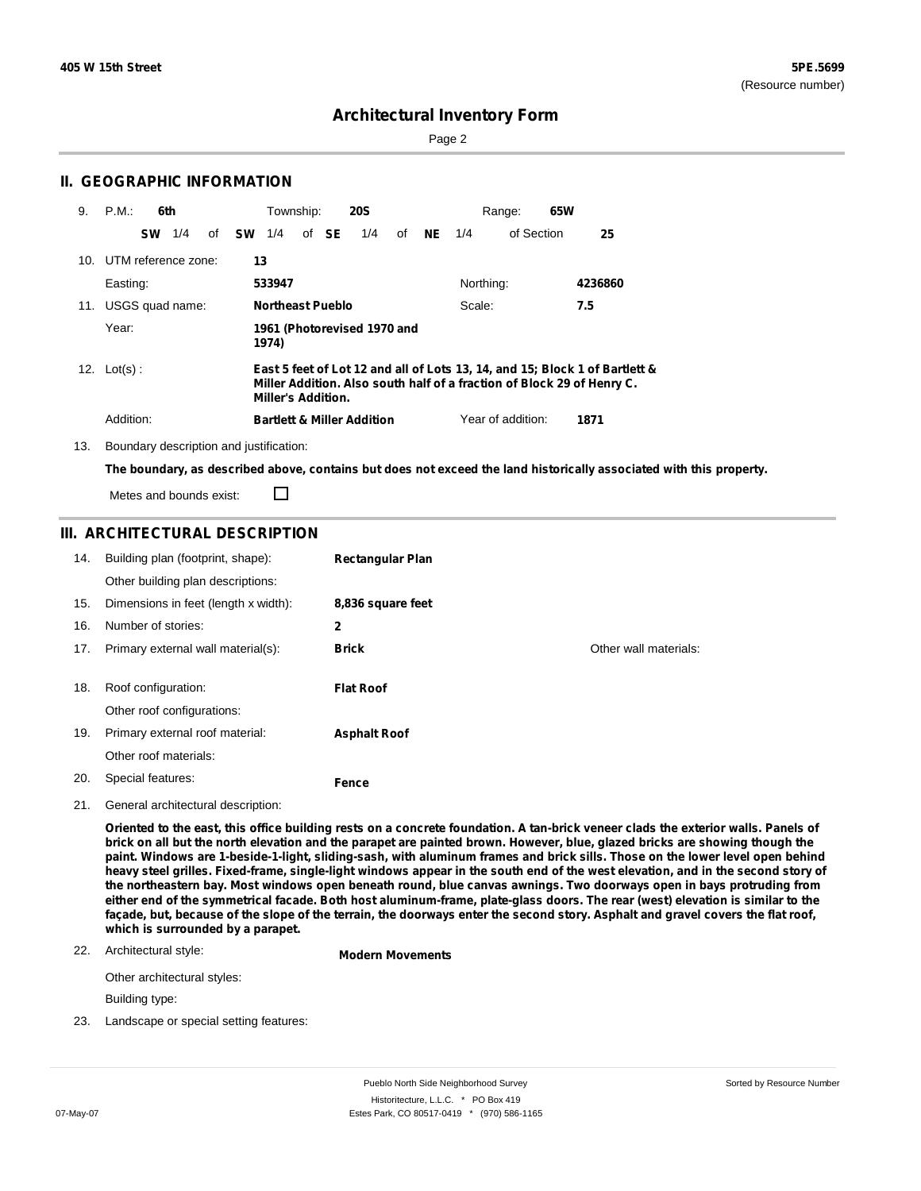# Architectural Inventory Form

## II. GEOGRAPHIC INFORMATION

9. P.M.: **6th** Township: **20S** Range: **65W**

**SW** 1/4 of **SW** 1/4 of **SE** 1/4 of **NE** 1/4 of Section **25**

10. UTM reference zone: **13**

Easting: **533947** Northing: **4236860**

11. USGS quad name: **Northeast Pueblo** Scale: **7.5**

Year: **1961 (Photorevised 1970 and 1974)**

12. Lot(s) : **East 5 feet of Lot 12 and all of Lots 13, 14, and 15; Block 1 of Bartlett & Miller Addition. Also south half of a fraction of Block 29 of Henry C. Miller's Addition.**

Addition: **Bartlett & Miller Addition** Year of addition: **1871**

13. Boundary description and justification:

**The boundary, as described above, contains but does not exceed the land historically associated with this property.**

Metes and bounds exist: ☐

## III. ARCHITECTURAL DESCRIPTION

14. Building plan (footprint, shape): **Rectangular Plan**

Other building plan descriptions:

15. Dimensions in feet (length x width): **8,836 square feet**

16. Number of stories: **2**

17. Primary external wall material(s): **Brick** Other wall materials:

18. Roof configuration: **Flat Roof**

Other roof configurations:

19. Primary external roof material: **Asphalt Roof**

Other roof materials:

20. Special features: **Fence**

21. General architectural description:

**Oriented to the east, this office building rests on a concrete foundation. A tan-brick veneer clads the exterior walls. Panels of brick on all but the north elevation and the parapet are painted brown. However, blue, glazed bricks are showing though the paint. Windows are 1-beside-1-light, sliding-sash, with aluminum frames and brick sills. Those on the lower level open behind heavy steel grilles. Fixed-frame, single-light windows appear in the south end of the west elevation, and in the second story of the northeastern bay. Most windows open beneath round, blue canvas awnings. Two doorways open in bays protruding from either end of the symmetrical facade. Both host aluminum-frame, plate-glass doors. The rear (west) elevation is similar to the façade, but, because of the slope of the terrain, the doorways enter the second story. Asphalt and gravel covers the flat roof, which is surrounded by a parapet.**

22. Architectural style: **Modern Movements**

Other architectural styles:

Building type:

23. Landscape or special setting features: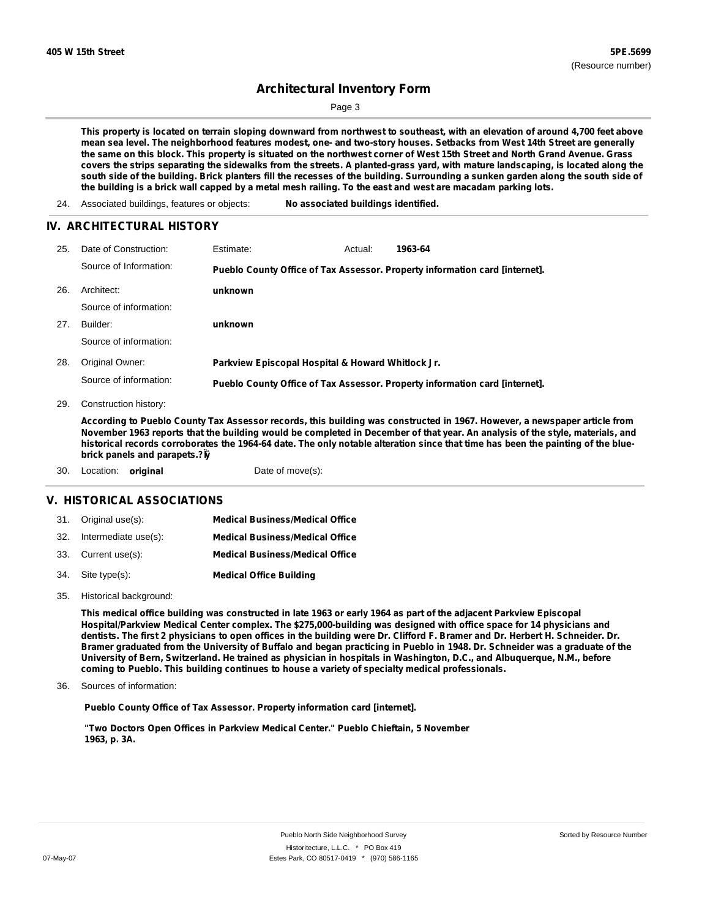This property is located on terrain sloping downward from northwest to southeast, with an elevation of around 4,700 feet above mean sea level. The neighborhood features modest, one- and two-story houses. Setbacks from West 14th Street are generally the same on this block. This property is situated on the northwest corner of West 15th Street and North Grand Avenue. Grass covers the strips separating the sidewalks from the streets. A planted-grass yard, with mature landscaping, is located along the south side of the building. Brick planters fill the recesses of the building. Surrounding a sunken garden along the south side of the building is a brick wall capped by a metal mesh railing. To the east and west are macadam parking lots.

24. Associated buildings, features or objects: **No associated buildings identified.**

## IV. ARCHITECTURAL HISTORY

25. Date of Construction: Estimate: Actual: **1963-64**

    Source of Information: **Pueblo County Office of Tax Assessor. Property information card [internet].**

26. Architect: **unknown**

    Source of information:

27. Builder: **unknown**

    Source of information:

28. Original Owner: **Parkview Episcopal Hospital & Howard Whitlock Jr.**

    Source of information: **Pueblo County Office of Tax Assessor. Property information card [internet].**

29. Construction history:

    **According to Pueblo County Tax Assessor records, this building was constructed in 1967. However, a newspaper article from November 1963 reports that the building would be completed in December of that year. An analysis of the style, materials, and historical records corroborates the 1964-64 date. The only notable alteration since that time has been the painting of the blue-brick panels and parapets.?ÿ**

30. Location: **original** Date of move(s):

## V. HISTORICAL ASSOCIATIONS

31. Original use(s): **Medical Business/Medical Office**
32. Intermediate use(s): **Medical Business/Medical Office**
33. Current use(s): **Medical Business/Medical Office**
34. Site type(s): **Medical Office Building**
35. Historical background:

    **This medical office building was constructed in late 1963 or early 1964 as part of the adjacent Parkview Episcopal Hospital/Parkview Medical Center complex. The $275,000-building was designed with office space for 14 physicians and dentists. The first 2 physicians to open offices in the building were Dr. Clifford F. Bramer and Dr. Herbert H. Schneider. Dr. Bramer graduated from the University of Buffalo and began practicing in Pueblo in 1948. Dr. Schneider was a graduate of the University of Bern, Switzerland. He trained as physician in hospitals in Washington, D.C., and Albuquerque, N.M., before coming to Pueblo. This building continues to house a variety of specialty medical professionals.**

36. Sources of information:

    **Pueblo County Office of Tax Assessor. Property information card [internet].**

    **"Two Doctors Open Offices in Parkview Medical Center." Pueblo Chieftain, 5 November 1963, p. 3A.**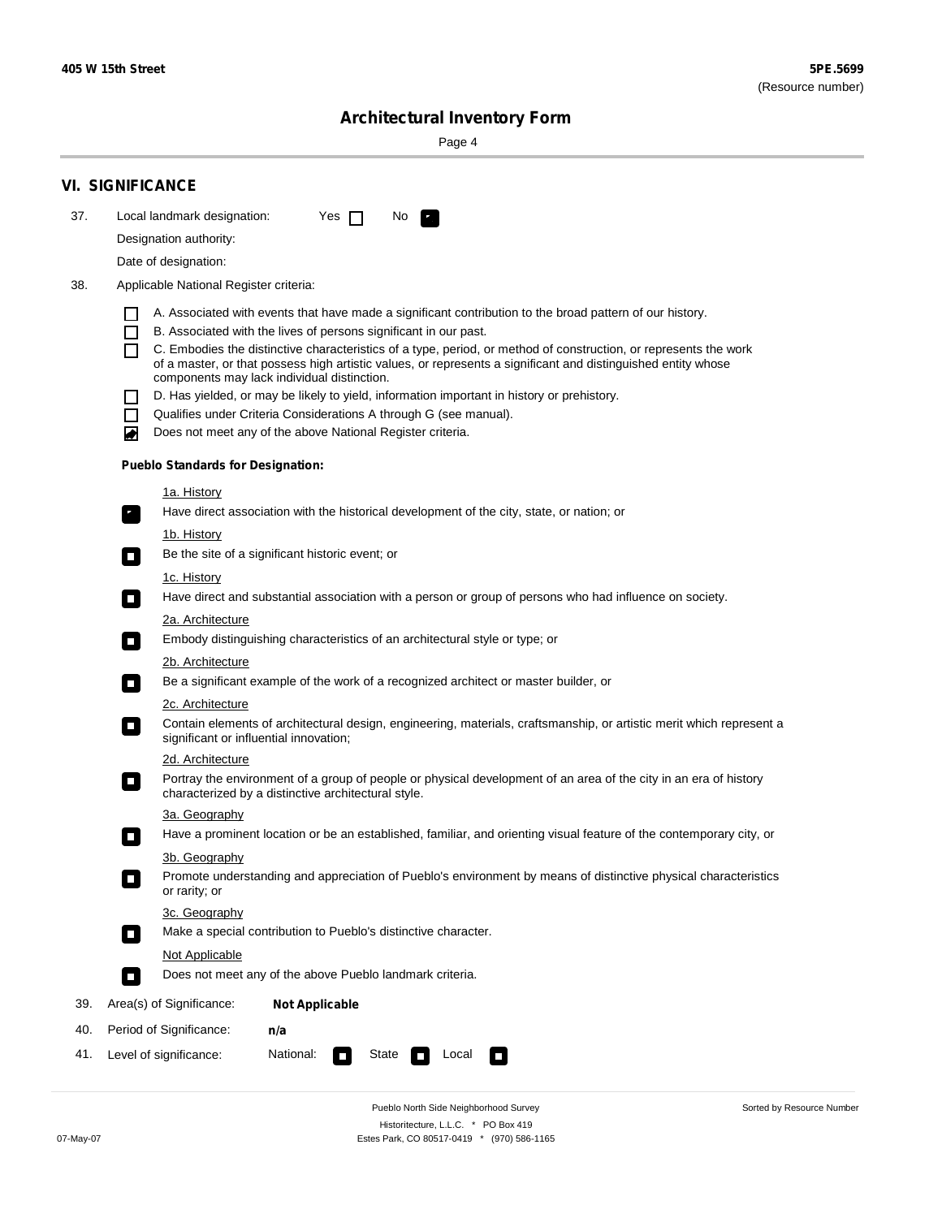## VI. SIGNIFICANCE

37. Local landmark designation: Yes [ ] No [x]

Designation authority:

Date of designation:

38. Applicable National Register criteria:

- [ ] A. Associated with events that have made a significant contribution to the broad pattern of our history.
- [ ] B. Associated with the lives of persons significant in our past.
- [ ] C. Embodies the distinctive characteristics of a type, period, or method of construction, or represents the work of a master, or that possess high artistic values, or represents a significant and distinguished entity whose components may lack individual distinction.
- [ ] D. Has yielded, or may be likely to yield, information important in history or prehistory.
- [ ] Qualifies under Criteria Considerations A through G (see manual).
- [x] Does not meet any of the above National Register criteria.

**Pueblo Standards for Designation:**

1a. History
- [x] Have direct association with the historical development of the city, state, or nation; or

1b. History
- [ ] Be the site of a significant historic event; or

1c. History
- [ ] Have direct and substantial association with a person or group of persons who had influence on society.

2a. Architecture
- [ ] Embody distinguishing characteristics of an architectural style or type; or

2b. Architecture
- [ ] Be a significant example of the work of a recognized architect or master builder, or

2c. Architecture
- [ ] Contain elements of architectural design, engineering, materials, craftsmanship, or artistic merit which represent a significant or influential innovation;

2d. Architecture
- [ ] Portray the environment of a group of people or physical development of an area of the city in an era of history characterized by a distinctive architectural style.

3a. Geography
- [ ] Have a prominent location or be an established, familiar, and orienting visual feature of the contemporary city, or

3b. Geography
- [ ] Promote understanding and appreciation of Pueblo's environment by means of distinctive physical characteristics or rarity; or

3c. Geography
- [ ] Make a special contribution to Pueblo's distinctive character.

Not Applicable
- [ ] Does not meet any of the above Pueblo landmark criteria.

39. Area(s) of Significance: **Not Applicable**

40. Period of Significance: **n/a**

41. Level of significance: National: [ ] State [ ] Local [ ]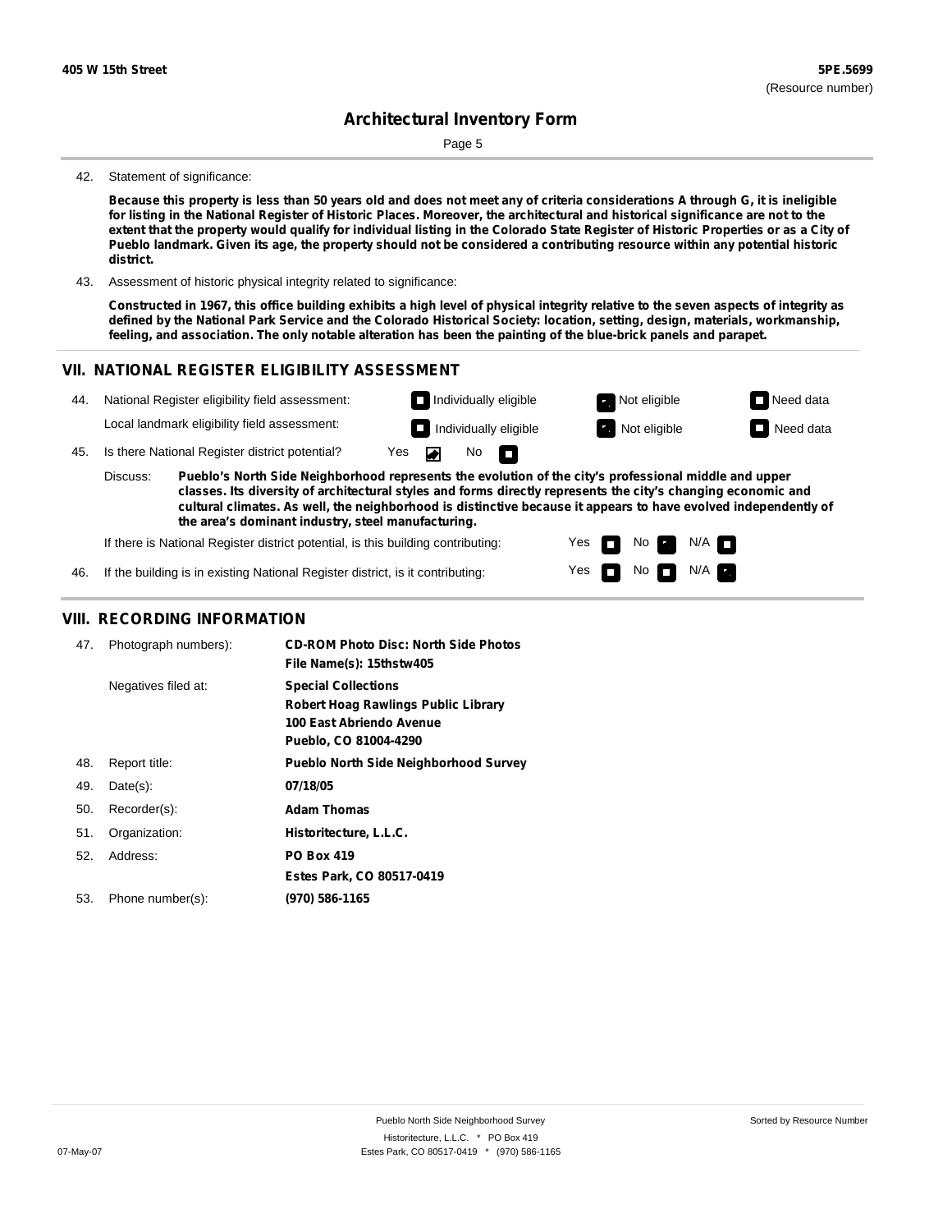42. Statement of significance:

**Because this property is less than 50 years old and does not meet any of criteria considerations A through G, it is ineligible for listing in the National Register of Historic Places. Moreover, the architectural and historical significance are not to the extent that the property would qualify for individual listing in the Colorado State Register of Historic Properties or as a City of Pueblo landmark. Given its age, the property should not be considered a contributing resource within any potential historic district.**

43. Assessment of historic physical integrity related to significance:

**Constructed in 1967, this office building exhibits a high level of physical integrity relative to the seven aspects of integrity as defined by the National Park Service and the Colorado Historical Society: location, setting, design, materials, workmanship, feeling, and association. The only notable alteration has been the painting of the blue-brick panels and parapet.**

## VII. NATIONAL REGISTER ELIGIBILITY ASSESSMENT

44. National Register eligibility field assessment: ☐ Individually eligible ☒ Not eligible ☐ Need data

Local landmark eligibility field assessment: ☐ Individually eligible ☒ Not eligible ☐ Need data

45. Is there National Register district potential? Yes ☒ No ☐

Discuss: **Pueblo's North Side Neighborhood represents the evolution of the city's professional middle and upper classes. Its diversity of architectural styles and forms directly represents the city's changing economic and cultural climates. As well, the neighborhood is distinctive because it appears to have evolved independently of the area's dominant industry, steel manufacturing.**

If there is National Register district potential, is this building contributing: Yes ☐ No ☒ N/A ☐

46. If the building is in existing National Register district, is it contributing: Yes ☐ No ☐ N/A ☒

## VIII. RECORDING INFORMATION

47. Photograph numbers): **CD-ROM Photo Disc: North Side Photos**
**File Name(s): 15thstw405**

Negatives filed at: **Special Collections**
**Robert Hoag Rawlings Public Library**
**100 East Abriendo Avenue**
**Pueblo, CO 81004-4290**

48. Report title: **Pueblo North Side Neighborhood Survey**

49. Date(s): **07/18/05**

50. Recorder(s): **Adam Thomas**

51. Organization: **Historitecture, L.L.C.**

52. Address: **PO Box 419**
**Estes Park, CO 80517-0419**

53. Phone number(s): **(970) 586-1165**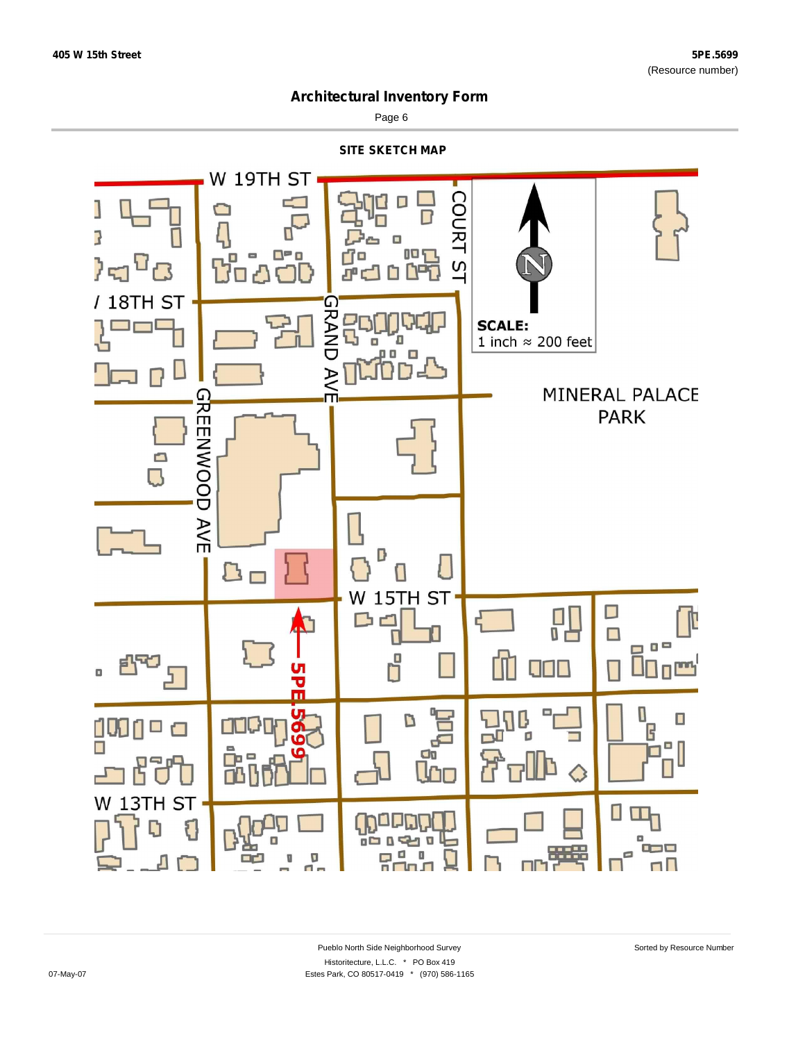## Architectural Inventory Form

### SITE SKETCH MAP

W 19TH ST

COURT ST

18TH ST

GRAND AVE

GREENWOOD AVE

SCALE:
1 inch ≈ 200 feet

MINERAL PALACE PARK

W 15TH ST

5PE.5699

W 13TH ST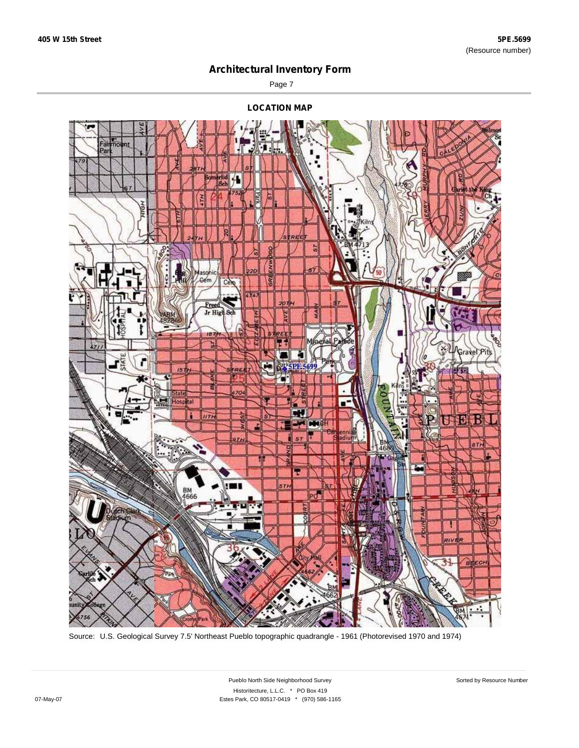## LOCATION MAP

Source: U.S. Geological Survey 7.5' Northeast Pueblo topographic quadrangle - 1961 (Photorevised 1970 and 1974)